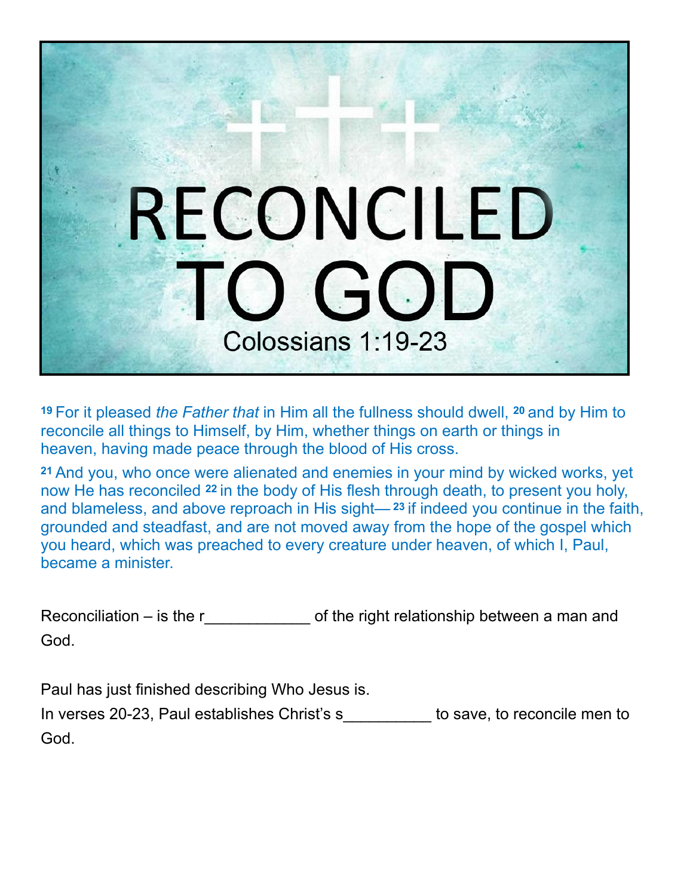# RECONCILED TO GOD

Colossians 1:19-23

[19] For it pleased *the Father that* in Him all the fullness should dwell, [20] and by Him to reconcile all things to Himself, by Him, whether things on earth or things in heaven, having made peace through the blood of His cross.

[21] And you, who once were alienated and enemies in your mind by wicked works, yet now He has reconciled [22] in the body of His flesh through death, to present you holy, and blameless, and above reproach in His sight— [23] if indeed you continue in the faith, grounded and steadfast, and are not moved away from the hope of the gospel which you heard, which was preached to every creature under heaven, of which I, Paul, became a minister.

Reconciliation – is the r____________ of the right relationship between a man and God.

Paul has just finished describing Who Jesus is.

In verses 20-23, Paul establishes Christ's s__________ to save, to reconcile men to God.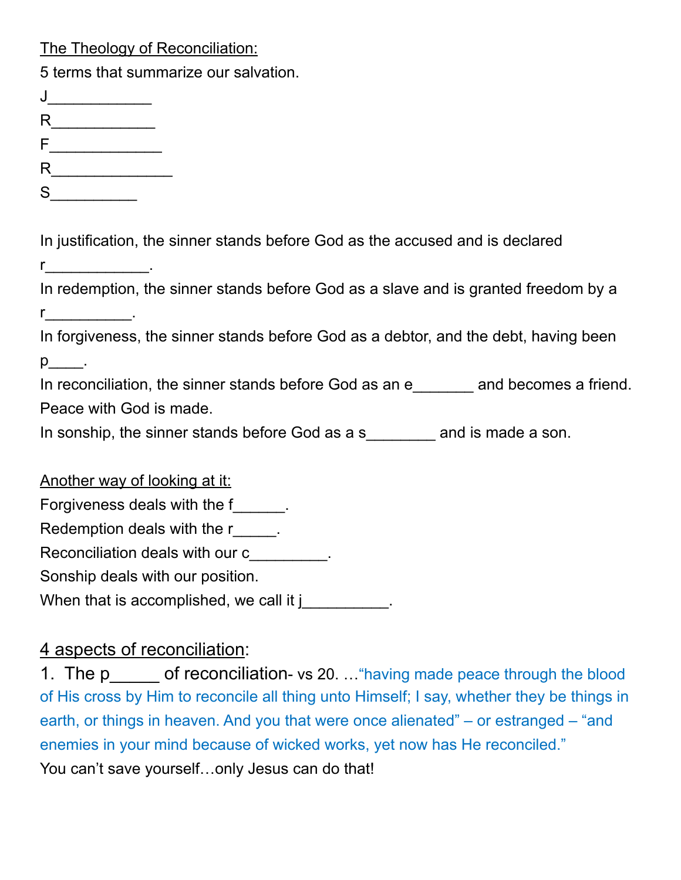<u>The Theology of Reconciliation:</u>

5 terms that summarize our salvation.

J____________

R____________

F_____________

R______________

S__________

In justification, the sinner stands before God as the accused and is declared r____________.

In redemption, the sinner stands before God as a slave and is granted freedom by a r__________.

In forgiveness, the sinner stands before God as a debtor, and the debt, having been p____.

In reconciliation, the sinner stands before God as an e_______ and becomes a friend. Peace with God is made.

In sonship, the sinner stands before God as a s________ and is made a son.

<u>Another way of looking at it:</u>

Forgiveness deals with the f______.

Redemption deals with the r_____.

Reconciliation deals with our c_________.

Sonship deals with our position.

When that is accomplished, we call it j__________.

## <u>4 aspects of reconciliation</u>:

1. The p______ of reconciliation- vs 20. …"having made peace through the blood of His cross by Him to reconcile all thing unto Himself; I say, whether they be things in earth, or things in heaven. And you that were once alienated" – or estranged – "and enemies in your mind because of wicked works, yet now has He reconciled."

You can't save yourself…only Jesus can do that!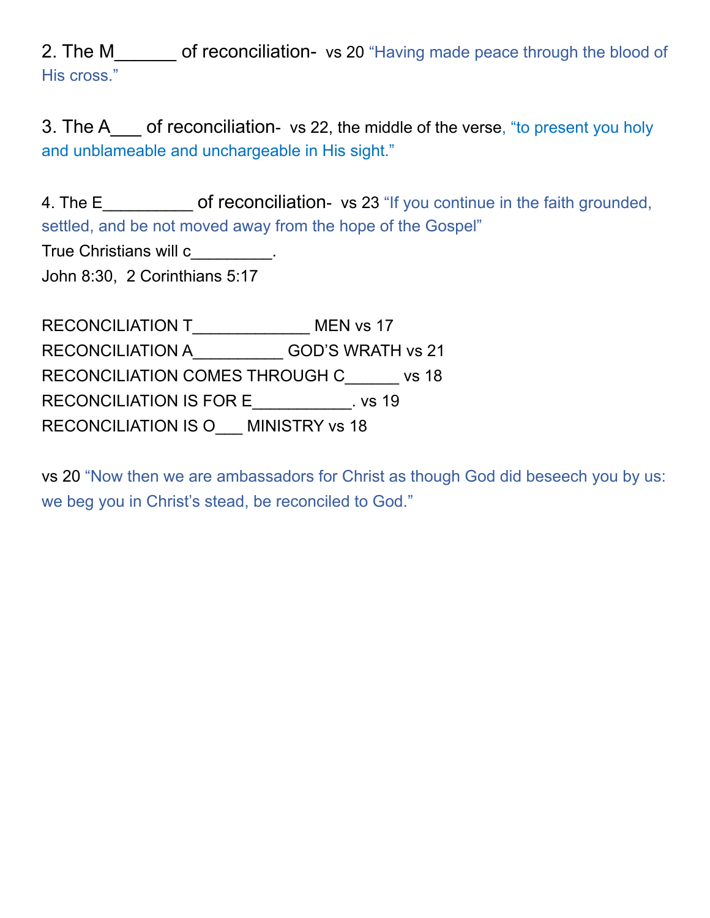2. The M______ of reconciliation- vs 20 “Having made peace through the blood of His cross.”

3. The A___ of reconciliation- vs 22, the middle of the verse, “to present you holy and unblameable and unchargeable in His sight.”

4. The E_________ of reconciliation- vs 23 “If you continue in the faith grounded, settled, and be not moved away from the hope of the Gospel”

True Christians will c_________.

John 8:30, 2 Corinthians 5:17

RECONCILIATION T____________ MEN vs 17

RECONCILIATION A_________ GOD’S WRATH vs 21

RECONCILIATION COMES THROUGH C______ vs 18

RECONCILIATION IS FOR E__________. vs 19

RECONCILIATION IS O___ MINISTRY vs 18

vs 20 “Now then we are ambassadors for Christ as though God did beseech you by us: we beg you in Christ’s stead, be reconciled to God.”